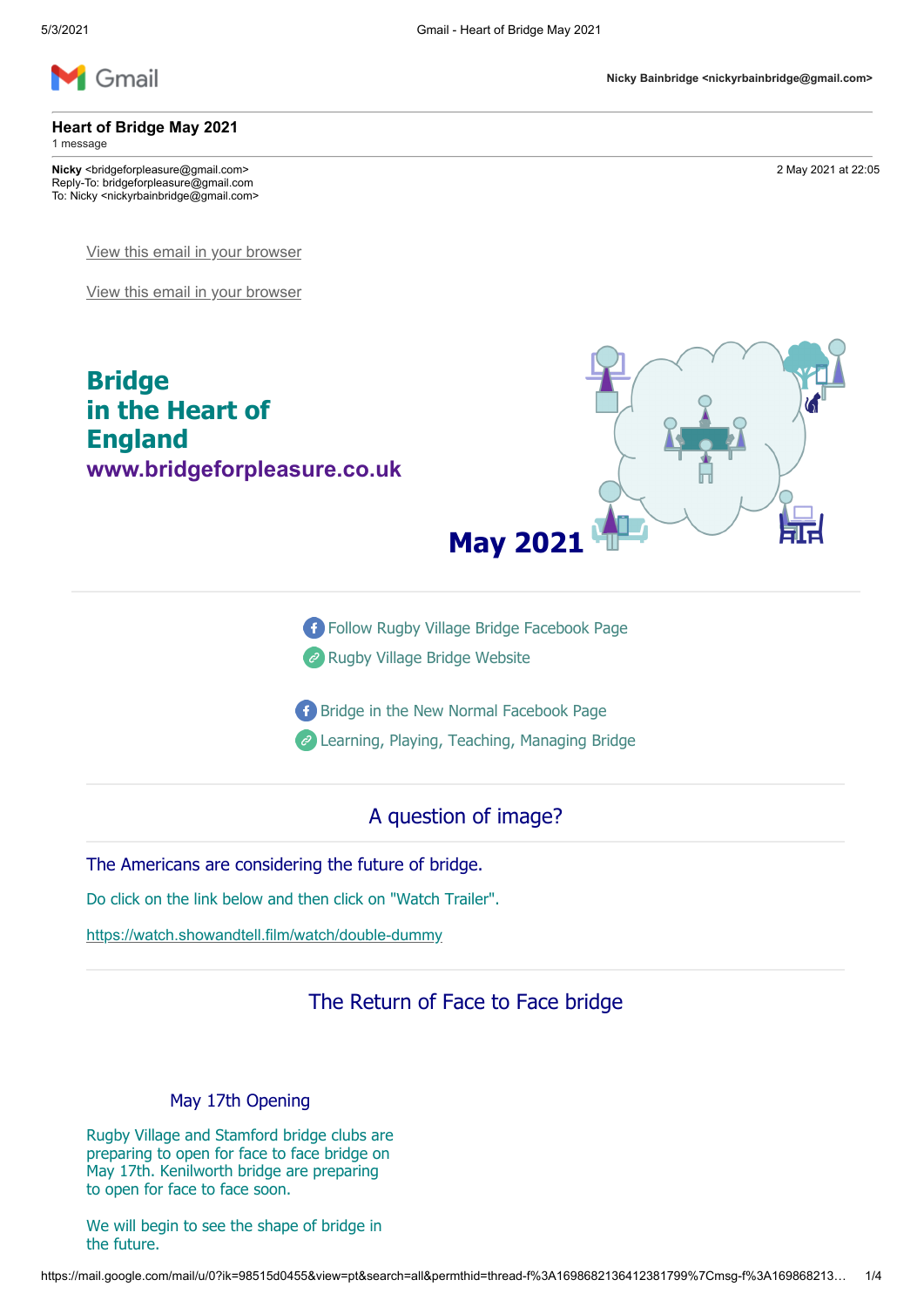Gmail

Nicky Bainbridge <nickyrbainbridge@gmail.com>

# Heart of Bridge May 2021

1 message

**Nicky** <bridgeforpleasure@gmail.com>
Reply-To: bridgeforpleasure@gmail.com
To: Nicky <nickyrbainbridge@gmail.com>

2 May 2021 at 22:05

View this email in your browser

View this email in your browser

## Bridge in the Heart of England

**www.bridgeforpleasure.co.uk**

**May 2021**

Follow Rugby Village Bridge Facebook Page

Rugby Village Bridge Website

Bridge in the New Normal Facebook Page

Learning, Playing, Teaching, Managing Bridge

## A question of image?

The Americans are considering the future of bridge.

Do click on the link below and then click on "Watch Trailer".

https://watch.showandtell.film/watch/double-dummy

## The Return of Face to Face bridge

### May 17th Opening

Rugby Village and Stamford bridge clubs are preparing to open for face to face bridge on May 17th. Kenilworth bridge are preparing to open for face to face soon.

We will begin to see the shape of bridge in the future.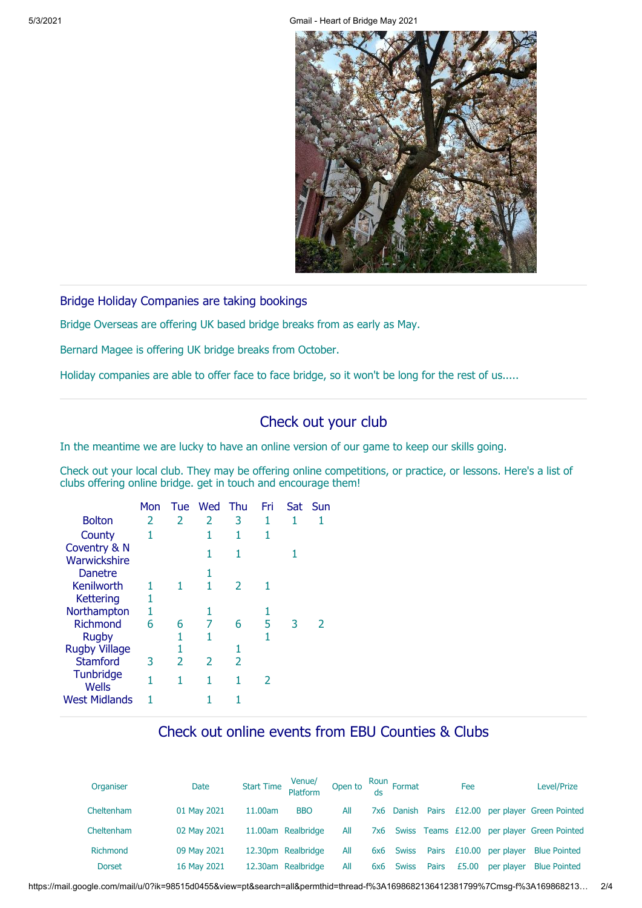## Bridge Holiday Companies are taking bookings

Bridge Overseas are offering UK based bridge breaks from as early as May.

Bernard Magee is offering UK bridge breaks from October.

Holiday companies are able to offer face to face bridge, so it won't be long for the rest of us.....

## Check out your club

In the meantime we are lucky to have an online version of our game to keep our skills going.

Check out your local club. They may be offering online competitions, or practice, or lessons. Here's a list of clubs offering online bridge. get in touch and encourage them!

| | Mon | Tue | Wed | Thu | Fri | Sat | Sun |
|---|---|---|---|---|---|---|---|
| Bolton | 2 | 2 | 2 | 3 | 1 | 1 | 1 |
| County | 1 | | 1 | 1 | 1 | | |
| Coventry & N Warwickshire | | | 1 | 1 | | 1 | |
| Danetre | | | 1 | | | | |
| Kenilworth | 1 | 1 | 1 | 2 | 1 | | |
| Kettering | 1 | | | | | | |
| Northampton | 1 | | 1 | | 1 | | |
| Richmond | 6 | 6 | 7 | 6 | 5 | 3 | 2 |
| Rugby | | 1 | 1 | | 1 | | |
| Rugby Village | | 1 | | 1 | | | |
| Stamford | 3 | 2 | 2 | 2 | | | |
| Tunbridge Wells | 1 | 1 | 1 | 1 | 2 | | |
| West Midlands | 1 | | 1 | 1 | | | |

## Check out online events from EBU Counties & Clubs

| Organiser | Date | Start Time | Venue/ Platform | Open to | Rounds | Format | Fee | Level/Prize |
|---|---|---|---|---|---|---|---|---|
| Cheltenham | 01 May 2021 | 11.00am | BBO | All | 7x6 | Danish Pairs | £12.00 per player | Green Pointed |
| Cheltenham | 02 May 2021 | 11.00am | Realbridge | All | 7x6 | Swiss Teams | £12.00 per player | Green Pointed |
| Richmond | 09 May 2021 | 12.30pm | Realbridge | All | 6x6 | Swiss Pairs | £10.00 per player | Blue Pointed |
| Dorset | 16 May 2021 | 12.30am | Realbridge | All | 6x6 | Swiss Pairs | £5.00 per player | Blue Pointed |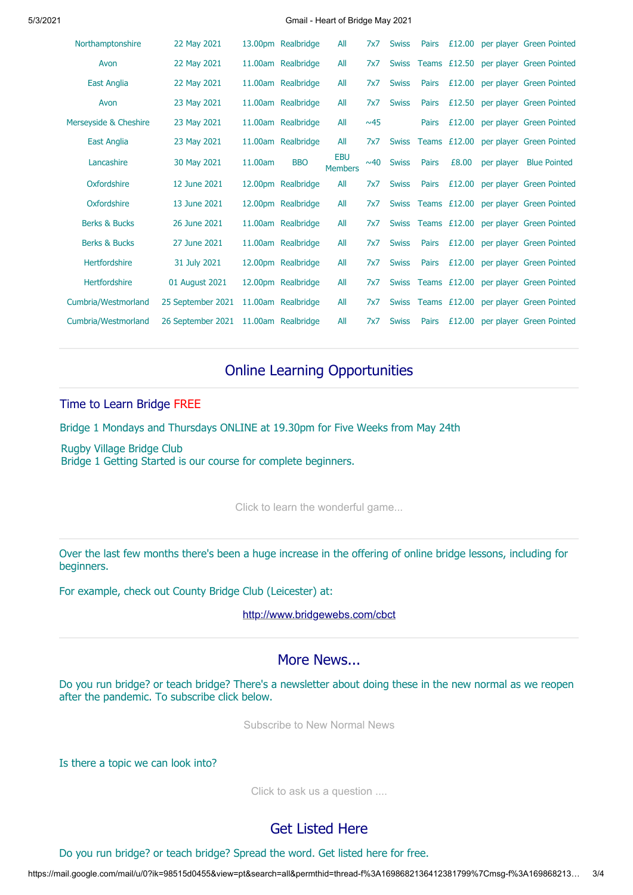| | | | | | | | | | | |
|---|---|---|---|---|---|---|---|---|---|---|
| Northamptonshire | 22 May 2021 | 13.00pm | Realbridge | All | 7x7 | Swiss | Pairs | £12.00 | per player | Green Pointed |
| Avon | 22 May 2021 | 11.00am | Realbridge | All | 7x7 | Swiss | Teams | £12.50 | per player | Green Pointed |
| East Anglia | 22 May 2021 | 11.00am | Realbridge | All | 7x7 | Swiss | Pairs | £12.00 | per player | Green Pointed |
| Avon | 23 May 2021 | 11.00am | Realbridge | All | 7x7 | Swiss | Pairs | £12.50 | per player | Green Pointed |
| Merseyside & Cheshire | 23 May 2021 | 11.00am | Realbridge | All | ~45 | | Pairs | £12.00 | per player | Green Pointed |
| East Anglia | 23 May 2021 | 11.00am | Realbridge | All | 7x7 | Swiss | Teams | £12.00 | per player | Green Pointed |
| Lancashire | 30 May 2021 | 11.00am | BBO | EBU Members | ~40 | Swiss | Pairs | £8.00 | per player | Blue Pointed |
| Oxfordshire | 12 June 2021 | 12.00pm | Realbridge | All | 7x7 | Swiss | Pairs | £12.00 | per player | Green Pointed |
| Oxfordshire | 13 June 2021 | 12.00pm | Realbridge | All | 7x7 | Swiss | Teams | £12.00 | per player | Green Pointed |
| Berks & Bucks | 26 June 2021 | 11.00am | Realbridge | All | 7x7 | Swiss | Teams | £12.00 | per player | Green Pointed |
| Berks & Bucks | 27 June 2021 | 11.00am | Realbridge | All | 7x7 | Swiss | Pairs | £12.00 | per player | Green Pointed |
| Hertfordshire | 31 July 2021 | 12.00pm | Realbridge | All | 7x7 | Swiss | Pairs | £12.00 | per player | Green Pointed |
| Hertfordshire | 01 August 2021 | 12.00pm | Realbridge | All | 7x7 | Swiss | Teams | £12.00 | per player | Green Pointed |
| Cumbria/Westmorland | 25 September 2021 | 11.00am | Realbridge | All | 7x7 | Swiss | Teams | £12.00 | per player | Green Pointed |
| Cumbria/Westmorland | 26 September 2021 | 11.00am | Realbridge | All | 7x7 | Swiss | Pairs | £12.00 | per player | Green Pointed |

## Online Learning Opportunities

### Time to Learn Bridge FREE

Bridge 1 Mondays and Thursdays ONLINE at 19.30pm for Five Weeks from May 24th

Rugby Village Bridge Club
Bridge 1 Getting Started is our course for complete beginners.

Click to learn the wonderful game...

Over the last few months there's been a huge increase in the offering of online bridge lessons, including for beginners.

For example, check out County Bridge Club (Leicester) at:

http://www.bridgewebs.com/cbct

## More News...

Do you run bridge? or teach bridge? There's a newsletter about doing these in the new normal as we reopen after the pandemic. To subscribe click below.

Subscribe to New Normal News

Is there a topic we can look into?

Click to ask us a question ....

## Get Listed Here

Do you run bridge? or teach bridge? Spread the word. Get listed here for free.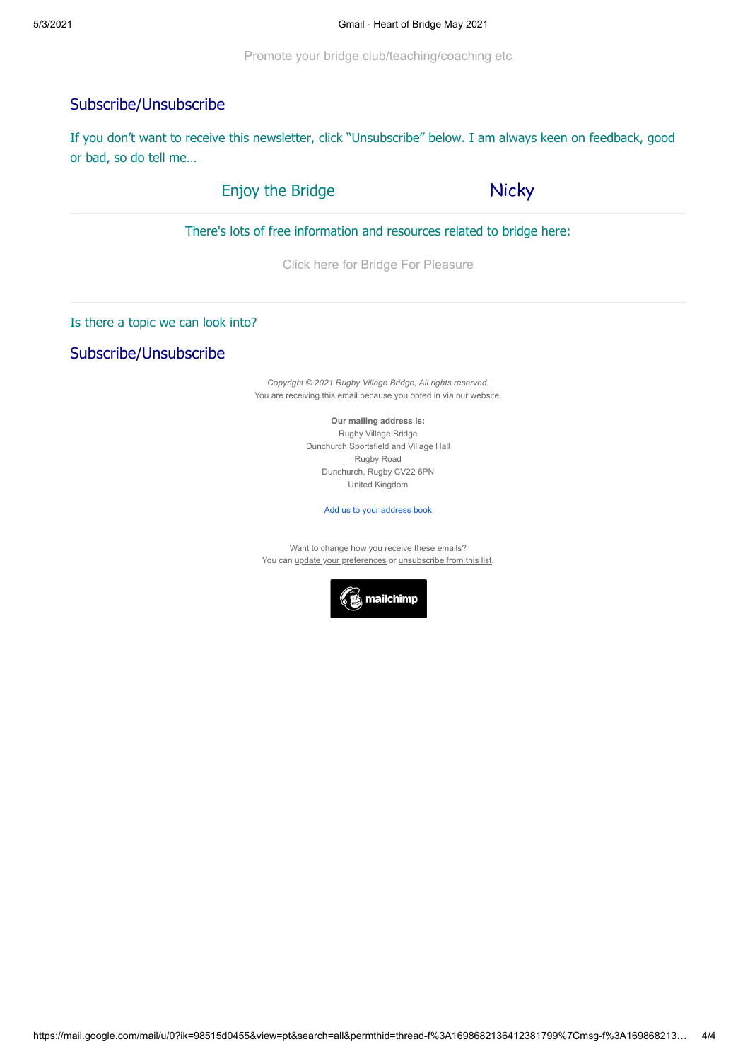Promote your bridge club/teaching/coaching etc

## Subscribe/Unsubscribe

If you don't want to receive this newsletter, click "Unsubscribe" below. I am always keen on feedback, good or bad, so do tell me…

Enjoy the Bridge Nicky

---

There's lots of free information and resources related to bridge here:

Click here for Bridge For Pleasure

---

Is there a topic we can look into?

## Subscribe/Unsubscribe

*Copyright © 2021 Rugby Village Bridge, All rights reserved.*
You are receiving this email because you opted in via our website.

**Our mailing address is:**
Rugby Village Bridge
Dunchurch Sportsfield and Village Hall
Rugby Road
Dunchurch, Rugby CV22 6PN
United Kingdom

Add us to your address book

Want to change how you receive these emails?
You can update your preferences or unsubscribe from this list.

mailchimp